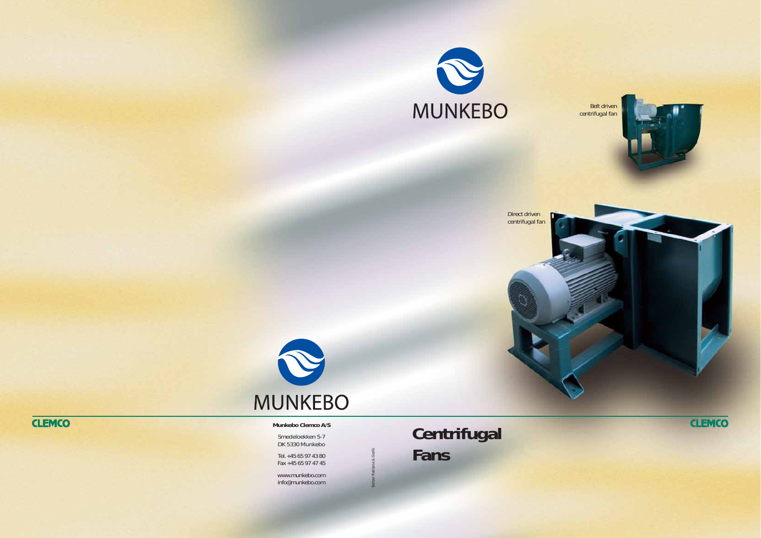MUNKEBO

Belt driven centrifugal fan

Direct driven centrifugal fan

MUNKEBO

CLEMCO

**Munkebo Clemco A/S**

Smedeloekken 5-7
DK 5330 Munkebo

Tel. +45 65 97 43 80
Fax +45 65 97 47 45

www.munkebo.com
info@munkebo.com

Baltzer Reklame & Grafik

# Centrifugal Fans

CLEMCO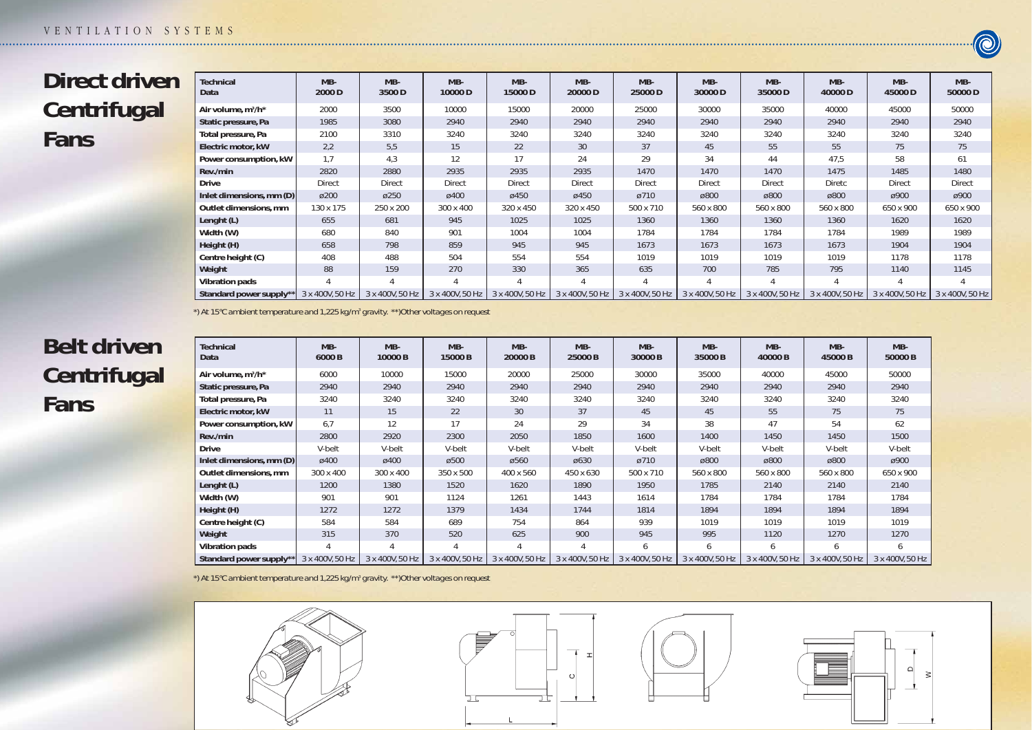# Direct driven Centrifugal Fans

| Technical Data | MB-2000 D | MB-3500 D | MB-10000 D | MB-15000 D | MB-20000 D | MB-25000 D | MB-30000 D | MB-35000 D | MB-40000 D | MB-45000 D | MB-50000 D |
|---|---|---|---|---|---|---|---|---|---|---|---|
| **Air volume, m³/h*** | 2000 | 3500 | 10000 | 15000 | 20000 | 25000 | 30000 | 35000 | 40000 | 45000 | 50000 |
| **Static pressure, Pa** | 1985 | 3080 | 2940 | 2940 | 2940 | 2940 | 2940 | 2940 | 2940 | 2940 | 2940 |
| **Total pressure, Pa** | 2100 | 3310 | 3240 | 3240 | 3240 | 3240 | 3240 | 3240 | 3240 | 3240 | 3240 |
| **Electric motor, kW** | 2,2 | 5,5 | 15 | 22 | 30 | 37 | 45 | 55 | 55 | 75 | 75 |
| **Power consumption, kW** | 1,7 | 4,3 | 12 | 17 | 24 | 29 | 34 | 44 | 47,5 | 58 | 61 |
| **Rev./min** | 2820 | 2880 | 2935 | 2935 | 2935 | 1470 | 1470 | 1470 | 1475 | 1485 | 1480 |
| **Drive** | Direct | Direct | Direct | Direct | Direct | Direct | Direct | Direct | Diretc | Direct | Direct |
| **Inlet dimensions, mm (D)** | ø200 | ø250 | ø400 | ø450 | ø450 | ø710 | ø800 | ø800 | ø800 | ø900 | ø900 |
| **Outlet dimensions, mm** | 130 x 175 | 250 x 200 | 300 x 400 | 320 x 450 | 320 x 450 | 500 x 710 | 560 x 800 | 560 x 800 | 560 x 800 | 650 x 900 | 650 x 900 |
| **Lenght (L)** | 655 | 681 | 945 | 1025 | 1025 | 1360 | 1360 | 1360 | 1360 | 1620 | 1620 |
| **Width (W)** | 680 | 840 | 901 | 1004 | 1004 | 1784 | 1784 | 1784 | 1784 | 1989 | 1989 |
| **Height (H)** | 658 | 798 | 859 | 945 | 945 | 1673 | 1673 | 1673 | 1673 | 1904 | 1904 |
| **Centre height (C)** | 408 | 488 | 504 | 554 | 554 | 1019 | 1019 | 1019 | 1019 | 1178 | 1178 |
| **Weight** | 88 | 159 | 270 | 330 | 365 | 635 | 700 | 785 | 795 | 1140 | 1145 |
| **Vibration pads** | 4 | 4 | 4 | 4 | 4 | 4 | 4 | 4 | 4 | 4 | 4 |
| **Standard power supply**** | 3 x 400V, 50 Hz | 3 x 400V, 50 Hz | 3 x 400V, 50 Hz | 3 x 400V, 50 Hz | 3 x 400V, 50 Hz | 3 x 400V, 50 Hz | 3 x 400V, 50 Hz | 3 x 400V, 50 Hz | 3 x 400V, 50 Hz | 3 x 400V, 50 Hz | 3 x 400V, 50 Hz |

*) At 15°C ambient temperature and 1,225 kg/m³ gravity. **)Other voltages on request

# Belt driven Centrifugal Fans

| Technical Data | MB-6000 B | MB-10000 B | MB-15000 B | MB-20000 B | MB-25000 B | MB-30000 B | MB-35000 B | MB-40000 B | MB-45000 B | MB-50000 B |
|---|---|---|---|---|---|---|---|---|---|---|
| **Air volume, m³/h*** | 6000 | 10000 | 15000 | 20000 | 25000 | 30000 | 35000 | 40000 | 45000 | 50000 |
| **Static pressure, Pa** | 2940 | 2940 | 2940 | 2940 | 2940 | 2940 | 2940 | 2940 | 2940 | 2940 |
| **Total pressure, Pa** | 3240 | 3240 | 3240 | 3240 | 3240 | 3240 | 3240 | 3240 | 3240 | 3240 |
| **Electric motor, kW** | 11 | 15 | 22 | 30 | 37 | 45 | 45 | 55 | 75 | 75 |
| **Power consumption, kW** | 6,7 | 12 | 17 | 24 | 29 | 34 | 38 | 47 | 54 | 62 |
| **Rev./min** | 2800 | 2920 | 2300 | 2050 | 1850 | 1600 | 1400 | 1450 | 1450 | 1500 |
| **Drive** | V-belt | V-belt | V-belt | V-belt | V-belt | V-belt | V-belt | V-belt | V-belt | V-belt |
| **Inlet dimensions, mm (D)** | ø400 | ø400 | ø500 | ø560 | ø630 | ø710 | ø800 | ø800 | ø800 | ø900 |
| **Outlet dimensions, mm** | 300 x 400 | 300 x 400 | 350 x 500 | 400 x 560 | 450 x 630 | 500 x 710 | 560 x 800 | 560 x 800 | 560 x 800 | 650 x 900 |
| **Lenght (L)** | 1200 | 1380 | 1520 | 1620 | 1890 | 1950 | 1785 | 2140 | 2140 | 2140 |
| **Width (W)** | 901 | 901 | 1124 | 1261 | 1443 | 1614 | 1784 | 1784 | 1784 | 1784 |
| **Height (H)** | 1272 | 1272 | 1379 | 1434 | 1744 | 1814 | 1894 | 1894 | 1894 | 1894 |
| **Centre height (C)** | 584 | 584 | 689 | 754 | 864 | 939 | 1019 | 1019 | 1019 | 1019 |
| **Weight** | 315 | 370 | 520 | 625 | 900 | 945 | 995 | 1120 | 1270 | 1270 |
| **Vibration pads** | 4 | 4 | 4 | 4 | 4 | 6 | 6 | 6 | 6 | 6 |
| **Standard power supply**** | 3 x 400V, 50 Hz | 3 x 400V, 50 Hz | 3 x 400V, 50 Hz | 3 x 400V, 50 Hz | 3 x 400V, 50 Hz | 3 x 400V, 50 Hz | 3 x 400V, 50 Hz | 3 x 400V, 50 Hz | 3 x 400V, 50 Hz | 3 x 400V, 50 Hz |

*) At 15°C ambient temperature and 1,225 kg/m³ gravity. **)Other voltages on request

H C L D W